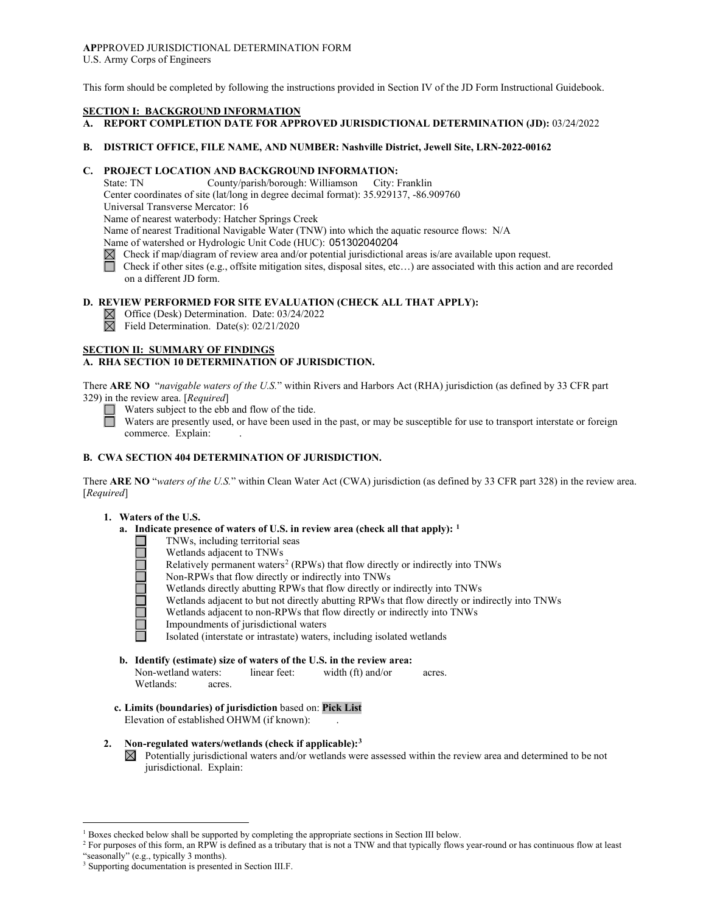**AP**PPROVED JURISDICTIONAL DETERMINATION FORM
U.S. Army Corps of Engineers

This form should be completed by following the instructions provided in Section IV of the JD Form Instructional Guidebook.

## SECTION I: BACKGROUND INFORMATION

**A. REPORT COMPLETION DATE FOR APPROVED JURISDICTIONAL DETERMINATION (JD):** 03/24/2022

**B. DISTRICT OFFICE, FILE NAME, AND NUMBER: Nashville District, Jewell Site, LRN-2022-00162**

**C. PROJECT LOCATION AND BACKGROUND INFORMATION:**

State: TN County/parish/borough: Williamson City: Franklin
Center coordinates of site (lat/long in degree decimal format): 35.929137, -86.909760
Universal Transverse Mercator: 16
Name of nearest waterbody: Hatcher Springs Creek
Name of nearest Traditional Navigable Water (TNW) into which the aquatic resource flows: N/A
Name of watershed or Hydrologic Unit Code (HUC): 051302040204

☒ Check if map/diagram of review area and/or potential jurisdictional areas is/are available upon request.
☐ Check if other sites (e.g., offsite mitigation sites, disposal sites, etc…) are associated with this action and are recorded on a different JD form.

**D. REVIEW PERFORMED FOR SITE EVALUATION (CHECK ALL THAT APPLY):**

☒ Office (Desk) Determination. Date: 03/24/2022
☒ Field Determination. Date(s): 02/21/2020

## SECTION II: SUMMARY OF FINDINGS

**A. RHA SECTION 10 DETERMINATION OF JURISDICTION.**

There **ARE NO** "*navigable waters of the U.S.*" within Rivers and Harbors Act (RHA) jurisdiction (as defined by 33 CFR part 329) in the review area. [*Required*]

☐ Waters subject to the ebb and flow of the tide.
☐ Waters are presently used, or have been used in the past, or may be susceptible for use to transport interstate or foreign commerce. Explain: .

**B. CWA SECTION 404 DETERMINATION OF JURISDICTION.**

There **ARE NO** "*waters of the U.S.*" within Clean Water Act (CWA) jurisdiction (as defined by 33 CFR part 328) in the review area. [*Required*]

**1. Waters of the U.S.**

**a. Indicate presence of waters of U.S. in review area (check all that apply):** [1]

☐ TNWs, including territorial seas
☐ Wetlands adjacent to TNWs
☐ Relatively permanent waters[2] (RPWs) that flow directly or indirectly into TNWs
☐ Non-RPWs that flow directly or indirectly into TNWs
☐ Wetlands directly abutting RPWs that flow directly or indirectly into TNWs
☐ Wetlands adjacent to but not directly abutting RPWs that flow directly or indirectly into TNWs
☐ Wetlands adjacent to non-RPWs that flow directly or indirectly into TNWs
☐ Impoundments of jurisdictional waters
☐ Isolated (interstate or intrastate) waters, including isolated wetlands

**b. Identify (estimate) size of waters of the U.S. in the review area:**

Non-wetland waters: linear feet: width (ft) and/or acres.
Wetlands: acres.

**c. Limits (boundaries) of jurisdiction** based on: **Pick List**
Elevation of established OHWM (if known): .

**2. Non-regulated waters/wetlands (check if applicable):**[3]

☒ Potentially jurisdictional waters and/or wetlands were assessed within the review area and determined to be not jurisdictional. Explain:

---

[1] Boxes checked below shall be supported by completing the appropriate sections in Section III below.
[2] For purposes of this form, an RPW is defined as a tributary that is not a TNW and that typically flows year-round or has continuous flow at least "seasonally" (e.g., typically 3 months).
[3] Supporting documentation is presented in Section III.F.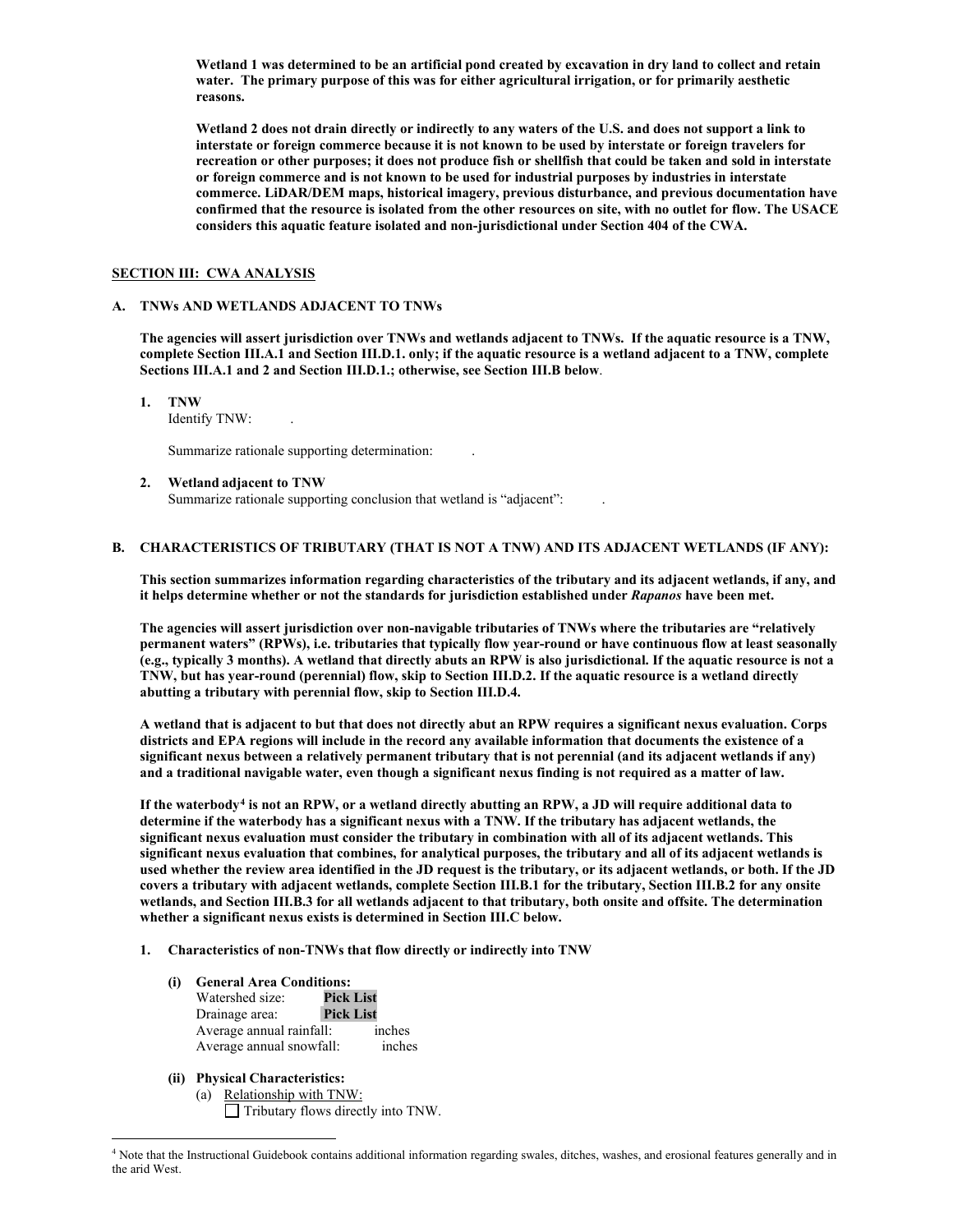**Wetland 1 was determined to be an artificial pond created by excavation in dry land to collect and retain water. The primary purpose of this was for either agricultural irrigation, or for primarily aesthetic reasons.**

**Wetland 2 does not drain directly or indirectly to any waters of the U.S. and does not support a link to interstate or foreign commerce because it is not known to be used by interstate or foreign travelers for recreation or other purposes; it does not produce fish or shellfish that could be taken and sold in interstate or foreign commerce and is not known to be used for industrial purposes by industries in interstate commerce. LiDAR/DEM maps, historical imagery, previous disturbance, and previous documentation have confirmed that the resource is isolated from the other resources on site, with no outlet for flow. The USACE considers this aquatic feature isolated and non-jurisdictional under Section 404 of the CWA.**

## SECTION III: CWA ANALYSIS

### A. TNWs AND WETLANDS ADJACENT TO TNWs

**The agencies will assert jurisdiction over TNWs and wetlands adjacent to TNWs. If the aquatic resource is a TNW, complete Section III.A.1 and Section III.D.1. only; if the aquatic resource is a wetland adjacent to a TNW, complete Sections III.A.1 and 2 and Section III.D.1.; otherwise, see Section III.B below.**

1. **TNW**
   Identify TNW: .

   Summarize rationale supporting determination: .

2. **Wetland adjacent to TNW**
   Summarize rationale supporting conclusion that wetland is "adjacent": .

### B. CHARACTERISTICS OF TRIBUTARY (THAT IS NOT A TNW) AND ITS ADJACENT WETLANDS (IF ANY):

**This section summarizes information regarding characteristics of the tributary and its adjacent wetlands, if any, and it helps determine whether or not the standards for jurisdiction established under *Rapanos* have been met.**

**The agencies will assert jurisdiction over non-navigable tributaries of TNWs where the tributaries are "relatively permanent waters" (RPWs), i.e. tributaries that typically flow year-round or have continuous flow at least seasonally (e.g., typically 3 months). A wetland that directly abuts an RPW is also jurisdictional. If the aquatic resource is not a TNW, but has year-round (perennial) flow, skip to Section III.D.2. If the aquatic resource is a wetland directly abutting a tributary with perennial flow, skip to Section III.D.4.**

**A wetland that is adjacent to but that does not directly abut an RPW requires a significant nexus evaluation. Corps districts and EPA regions will include in the record any available information that documents the existence of a significant nexus between a relatively permanent tributary that is not perennial (and its adjacent wetlands if any) and a traditional navigable water, even though a significant nexus finding is not required as a matter of law.**

**If the waterbody[4] is not an RPW, or a wetland directly abutting an RPW, a JD will require additional data to determine if the waterbody has a significant nexus with a TNW. If the tributary has adjacent wetlands, the significant nexus evaluation must consider the tributary in combination with all of its adjacent wetlands. This significant nexus evaluation that combines, for analytical purposes, the tributary and all of its adjacent wetlands is used whether the review area identified in the JD request is the tributary, or its adjacent wetlands, or both. If the JD covers a tributary with adjacent wetlands, complete Section III.B.1 for the tributary, Section III.B.2 for any onsite wetlands, and Section III.B.3 for all wetlands adjacent to that tributary, both onsite and offsite. The determination whether a significant nexus exists is determined in Section III.C below.**

1. **Characteristics of non-TNWs that flow directly or indirectly into TNW**

   **(i) General Area Conditions:**
   Watershed size: **Pick List**
   Drainage area: **Pick List**
   Average annual rainfall: inches
   Average annual snowfall: inches

   **(ii) Physical Characteristics:**
   (a) Relationship with TNW:
   ☐ Tributary flows directly into TNW.

---

[4] Note that the Instructional Guidebook contains additional information regarding swales, ditches, washes, and erosional features generally and in the arid West.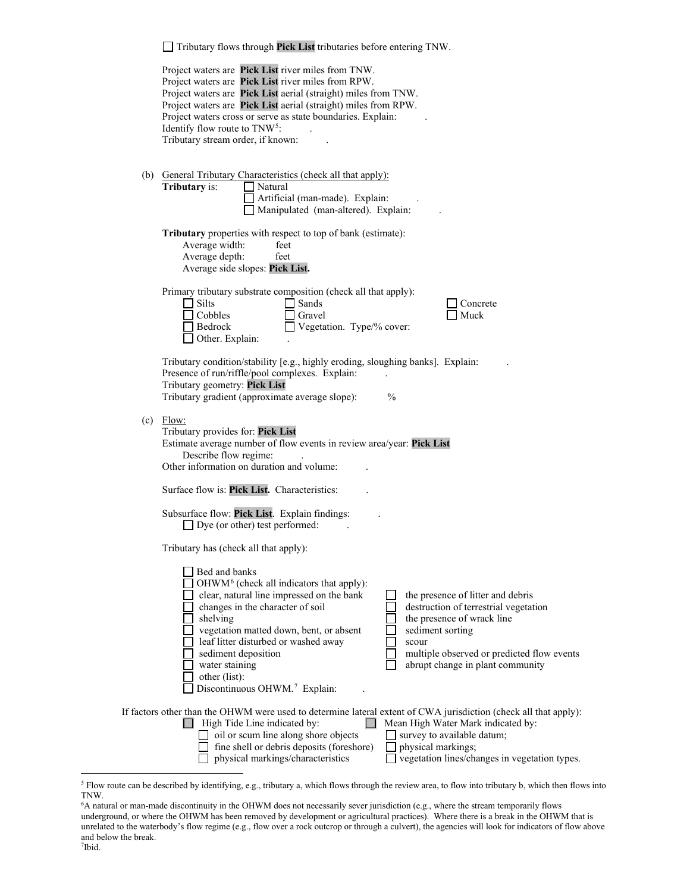☐ Tributary flows through **Pick List** tributaries before entering TNW.

Project waters are **Pick List** river miles from TNW.
Project waters are **Pick List** river miles from RPW.
Project waters are **Pick List** aerial (straight) miles from TNW.
Project waters are **Pick List** aerial (straight) miles from RPW.
Project waters cross or serve as state boundaries. Explain: .
Identify flow route to TNW[5]: .
Tributary stream order, if known: .

(b) General Tributary Characteristics (check all that apply):

**Tributary** is: ☐ Natural
☐ Artificial (man-made). Explain: .
☐ Manipulated (man-altered). Explain: .

**Tributary** properties with respect to top of bank (estimate):
Average width: feet
Average depth: feet
Average side slopes: **Pick List.**

Primary tributary substrate composition (check all that apply):
☐ Silts ☐ Sands ☐ Concrete
☐ Cobbles ☐ Gravel ☐ Muck
☐ Bedrock ☐ Vegetation. Type/% cover:
☐ Other. Explain: .

Tributary condition/stability [e.g., highly eroding, sloughing banks]. Explain: .
Presence of run/riffle/pool complexes. Explain: .
Tributary geometry: **Pick List**
Tributary gradient (approximate average slope): %

(c) Flow:

Tributary provides for: **Pick List**
Estimate average number of flow events in review area/year: **Pick List**
Describe flow regime: .
Other information on duration and volume: .

Surface flow is: **Pick List.** Characteristics: .

Subsurface flow: **Pick List**. Explain findings: .
☐ Dye (or other) test performed: .

Tributary has (check all that apply):

☐ Bed and banks
☐ OHWM[6] (check all indicators that apply):
☐ clear, natural line impressed on the bank ☐ the presence of litter and debris
☐ changes in the character of soil ☐ destruction of terrestrial vegetation
☐ shelving ☐ the presence of wrack line
☐ vegetation matted down, bent, or absent ☐ sediment sorting
☐ leaf litter disturbed or washed away ☐ scour
☐ sediment deposition ☐ multiple observed or predicted flow events
☐ water staining ☐ abrupt change in plant community
☐ other (list):
☐ Discontinuous OHWM.[7] Explain: .

If factors other than the OHWM were used to determine lateral extent of CWA jurisdiction (check all that apply):
☐ High Tide Line indicated by: ☐ Mean High Water Mark indicated by:
☐ oil or scum line along shore objects ☐ survey to available datum;
☐ fine shell or debris deposits (foreshore) ☐ physical markings;
☐ physical markings/characteristics ☐ vegetation lines/changes in vegetation types.

---

[5] Flow route can be described by identifying, e.g., tributary a, which flows through the review area, to flow into tributary b, which then flows into TNW.

[6] A natural or man-made discontinuity in the OHWM does not necessarily sever jurisdiction (e.g., where the stream temporarily flows underground, or where the OHWM has been removed by development or agricultural practices). Where there is a break in the OHWM that is unrelated to the waterbody's flow regime (e.g., flow over a rock outcrop or through a culvert), the agencies will look for indicators of flow above and below the break.

[7] Ibid.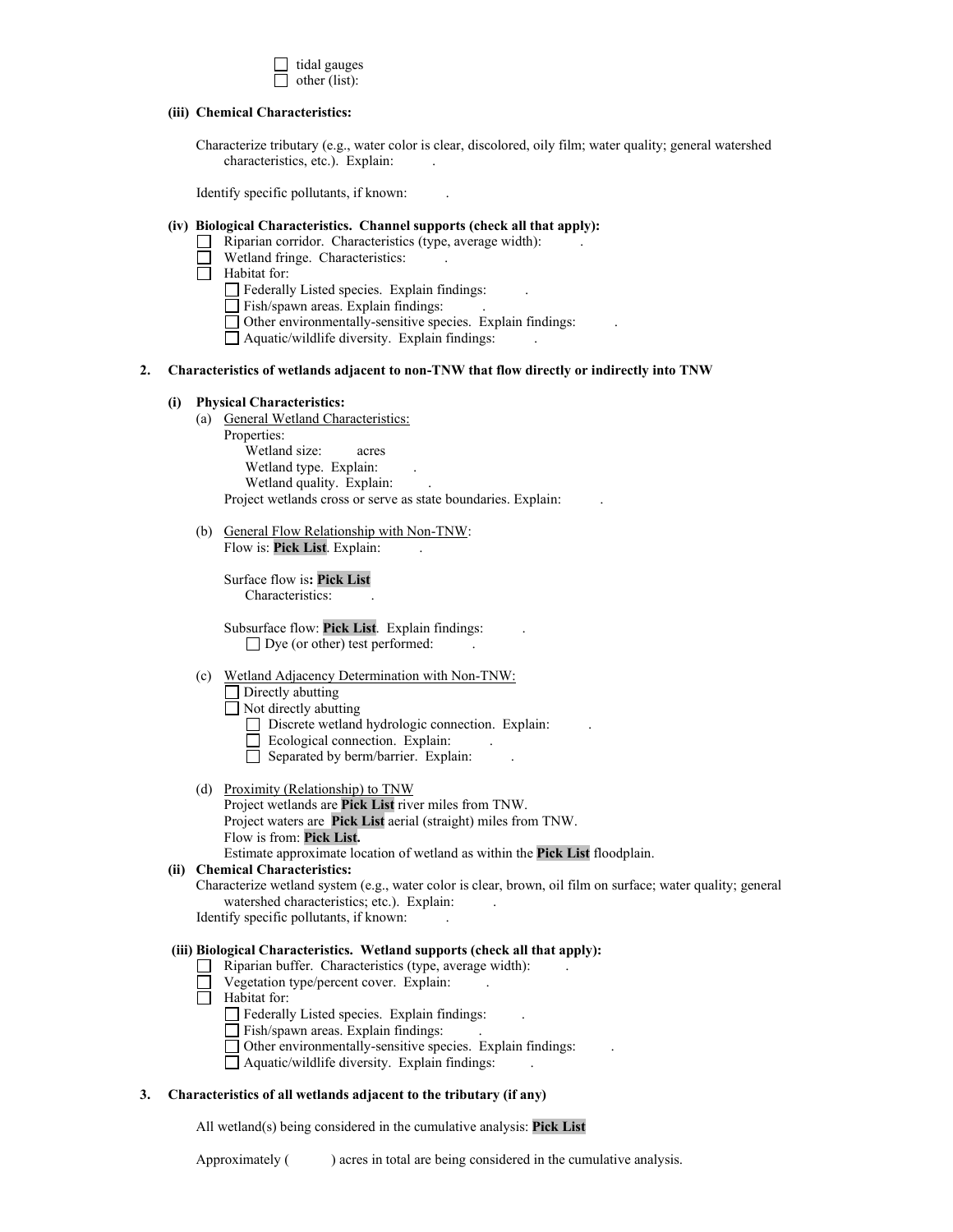☐ tidal gauges
☐ other (list):

**(iii) Chemical Characteristics:**

Characterize tributary (e.g., water color is clear, discolored, oily film; water quality; general watershed characteristics, etc.). Explain: .

Identify specific pollutants, if known: .

**(iv) Biological Characteristics. Channel supports (check all that apply):**

☐ Riparian corridor. Characteristics (type, average width): .
☐ Wetland fringe. Characteristics: .
☐ Habitat for:
  - ☐ Federally Listed species. Explain findings: .
  - ☐ Fish/spawn areas. Explain findings: .
  - ☐ Other environmentally-sensitive species. Explain findings: .
  - ☐ Aquatic/wildlife diversity. Explain findings: .

**2. Characteristics of wetlands adjacent to non-TNW that flow directly or indirectly into TNW**

**(i) Physical Characteristics:**

(a) General Wetland Characteristics:
Properties:
  Wetland size: acres
  Wetland type. Explain: .
  Wetland quality. Explain: .
Project wetlands cross or serve as state boundaries. Explain: .

(b) General Flow Relationship with Non-TNW:
Flow is: **Pick List**. Explain: .

Surface flow is**: Pick List**
  Characteristics: .

Subsurface flow: **Pick List**. Explain findings: .
  ☐ Dye (or other) test performed: .

(c) Wetland Adjacency Determination with Non-TNW:
☐ Directly abutting
☐ Not directly abutting
  - ☐ Discrete wetland hydrologic connection. Explain: .
  - ☐ Ecological connection. Explain: .
  - ☐ Separated by berm/barrier. Explain: .

(d) Proximity (Relationship) to TNW
Project wetlands are **Pick List** river miles from TNW.
Project waters are **Pick List** aerial (straight) miles from TNW.
Flow is from: **Pick List.**
Estimate approximate location of wetland as within the **Pick List** floodplain.

**(ii) Chemical Characteristics:**

Characterize wetland system (e.g., water color is clear, brown, oil film on surface; water quality; general watershed characteristics; etc.). Explain: .
Identify specific pollutants, if known: .

**(iii) Biological Characteristics. Wetland supports (check all that apply):**

☐ Riparian buffer. Characteristics (type, average width): .
☐ Vegetation type/percent cover. Explain: .
☐ Habitat for:
  - ☐ Federally Listed species. Explain findings: .
  - ☐ Fish/spawn areas. Explain findings: .
  - ☐ Other environmentally-sensitive species. Explain findings: .
  - ☐ Aquatic/wildlife diversity. Explain findings: .

**3. Characteristics of all wetlands adjacent to the tributary (if any)**

All wetland(s) being considered in the cumulative analysis: **Pick List**

Approximately ( ) acres in total are being considered in the cumulative analysis.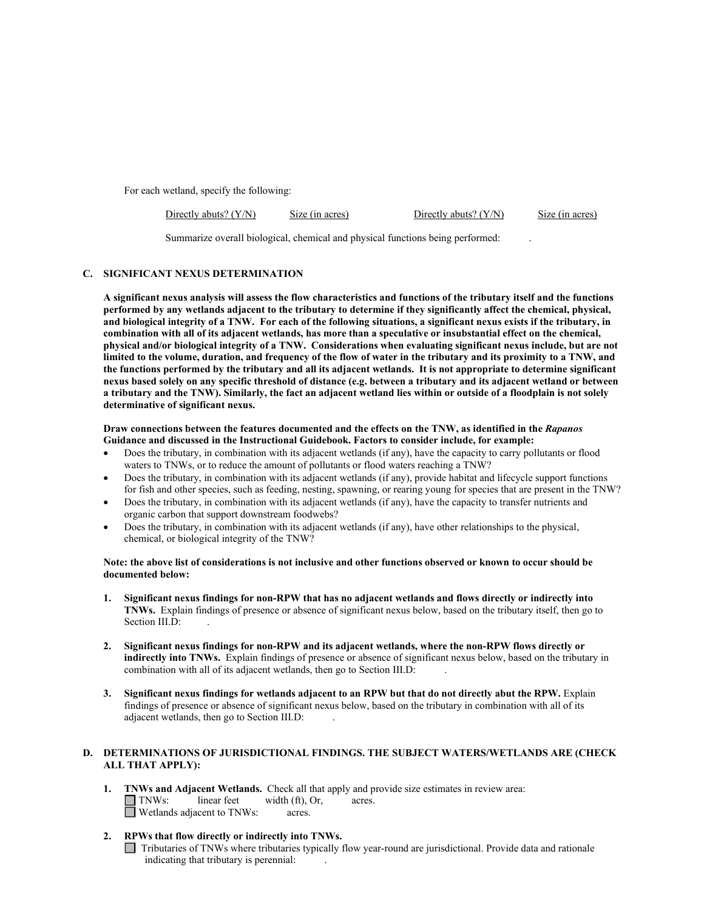For each wetland, specify the following:

| Directly abuts? (Y/N) | Size (in acres) | Directly abuts? (Y/N) | Size (in acres) |
|---|---|---|---|

Summarize overall biological, chemical and physical functions being performed: .

## C. SIGNIFICANT NEXUS DETERMINATION

**A significant nexus analysis will assess the flow characteristics and functions of the tributary itself and the functions performed by any wetlands adjacent to the tributary to determine if they significantly affect the chemical, physical, and biological integrity of a TNW. For each of the following situations, a significant nexus exists if the tributary, in combination with all of its adjacent wetlands, has more than a speculative or insubstantial effect on the chemical, physical and/or biological integrity of a TNW. Considerations when evaluating significant nexus include, but are not limited to the volume, duration, and frequency of the flow of water in the tributary and its proximity to a TNW, and the functions performed by the tributary and all its adjacent wetlands. It is not appropriate to determine significant nexus based solely on any specific threshold of distance (e.g. between a tributary and its adjacent wetland or between a tributary and the TNW). Similarly, the fact an adjacent wetland lies within or outside of a floodplain is not solely determinative of significant nexus.**

**Draw connections between the features documented and the effects on the TNW, as identified in the *Rapanos* Guidance and discussed in the Instructional Guidebook. Factors to consider include, for example:**

- Does the tributary, in combination with its adjacent wetlands (if any), have the capacity to carry pollutants or flood waters to TNWs, or to reduce the amount of pollutants or flood waters reaching a TNW?
- Does the tributary, in combination with its adjacent wetlands (if any), provide habitat and lifecycle support functions for fish and other species, such as feeding, nesting, spawning, or rearing young for species that are present in the TNW?
- Does the tributary, in combination with its adjacent wetlands (if any), have the capacity to transfer nutrients and organic carbon that support downstream foodwebs?
- Does the tributary, in combination with its adjacent wetlands (if any), have other relationships to the physical, chemical, or biological integrity of the TNW?

**Note: the above list of considerations is not inclusive and other functions observed or known to occur should be documented below:**

1. **Significant nexus findings for non-RPW that has no adjacent wetlands and flows directly or indirectly into TNWs.** Explain findings of presence or absence of significant nexus below, based on the tributary itself, then go to Section III.D: .

2. **Significant nexus findings for non-RPW and its adjacent wetlands, where the non-RPW flows directly or indirectly into TNWs.** Explain findings of presence or absence of significant nexus below, based on the tributary in combination with all of its adjacent wetlands, then go to Section III.D: .

3. **Significant nexus findings for wetlands adjacent to an RPW but that do not directly abut the RPW.** Explain findings of presence or absence of significant nexus below, based on the tributary in combination with all of its adjacent wetlands, then go to Section III.D: .

## D. DETERMINATIONS OF JURISDICTIONAL FINDINGS. THE SUBJECT WATERS/WETLANDS ARE (CHECK ALL THAT APPLY):

1. **TNWs and Adjacent Wetlands.** Check all that apply and provide size estimates in review area:
   - ☐ TNWs: linear feet width (ft), Or, acres.
   - ☐ Wetlands adjacent to TNWs: acres.

2. **RPWs that flow directly or indirectly into TNWs.**
   - ☐ Tributaries of TNWs where tributaries typically flow year-round are jurisdictional. Provide data and rationale indicating that tributary is perennial: .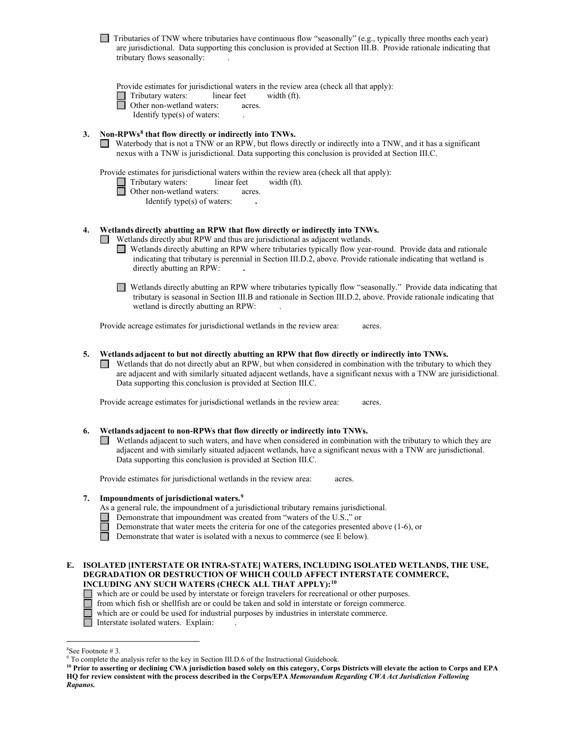☐ Tributaries of TNW where tributaries have continuous flow "seasonally" (e.g., typically three months each year) are jurisdictional. Data supporting this conclusion is provided at Section III.B. Provide rationale indicating that tributary flows seasonally: .

Provide estimates for jurisdictional waters in the review area (check all that apply):

☐ Tributary waters: linear feet width (ft).

☐ Other non-wetland waters: acres.

Identify type(s) of waters: .

**3. Non-RPWs[8] that flow directly or indirectly into TNWs.**

☐ Waterbody that is not a TNW or an RPW, but flows directly or indirectly into a TNW, and it has a significant nexus with a TNW is jurisdictional. Data supporting this conclusion is provided at Section III.C.

Provide estimates for jurisdictional waters within the review area (check all that apply):

☐ Tributary waters: linear feet width (ft).

☐ Other non-wetland waters: acres.

Identify type(s) of waters: **.**

**4. Wetlands directly abutting an RPW that flow directly or indirectly into TNWs.**

☐ Wetlands directly abut RPW and thus are jurisdictional as adjacent wetlands.

☐ Wetlands directly abutting an RPW where tributaries typically flow year-round. Provide data and rationale indicating that tributary is perennial in Section III.D.2, above. Provide rationale indicating that wetland is directly abutting an RPW: **.**

☐ Wetlands directly abutting an RPW where tributaries typically flow "seasonally." Provide data indicating that tributary is seasonal in Section III.B and rationale in Section III.D.2, above. Provide rationale indicating that wetland is directly abutting an RPW: .

Provide acreage estimates for jurisdictional wetlands in the review area: acres.

**5. Wetlands adjacent to but not directly abutting an RPW that flow directly or indirectly into TNWs.**

☐ Wetlands that do not directly abut an RPW, but when considered in combination with the tributary to which they are adjacent and with similarly situated adjacent wetlands, have a significant nexus with a TNW are jurisidictional. Data supporting this conclusion is provided at Section III.C.

Provide acreage estimates for jurisdictional wetlands in the review area: acres.

**6. Wetlands adjacent to non-RPWs that flow directly or indirectly into TNWs.**

☐ Wetlands adjacent to such waters, and have when considered in combination with the tributary to which they are adjacent and with similarly situated adjacent wetlands, have a significant nexus with a TNW are jurisdictional. Data supporting this conclusion is provided at Section III.C.

Provide estimates for jurisdictional wetlands in the review area: acres.

**7. Impoundments of jurisdictional waters.[9]**

As a general rule, the impoundment of a jurisdictional tributary remains jurisdictional.

☐ Demonstrate that impoundment was created from "waters of the U.S.," or

☐ Demonstrate that water meets the criteria for one of the categories presented above (1-6), or

☐ Demonstrate that water is isolated with a nexus to commerce (see E below).

**E. ISOLATED [INTERSTATE OR INTRA-STATE] WATERS, INCLUDING ISOLATED WETLANDS, THE USE, DEGRADATION OR DESTRUCTION OF WHICH COULD AFFECT INTERSTATE COMMERCE, INCLUDING ANY SUCH WATERS (CHECK ALL THAT APPLY):[10]**

☐ which are or could be used by interstate or foreign travelers for recreational or other purposes.

☐ from which fish or shellfish are or could be taken and sold in interstate or foreign commerce.

☐ which are or could be used for industrial purposes by industries in interstate commerce.

☐ Interstate isolated waters. Explain: .

---

[8] See Footnote # 3.

[9] To complete the analysis refer to the key in Section III.D.6 of the Instructional Guidebook.

[10] **Prior to asserting or declining CWA jurisdiction based solely on this category, Corps Districts will elevate the action to Corps and EPA HQ for review consistent with the process described in the Corps/EPA *Memorandum Regarding CWA Act Jurisdiction Following Rapanos.***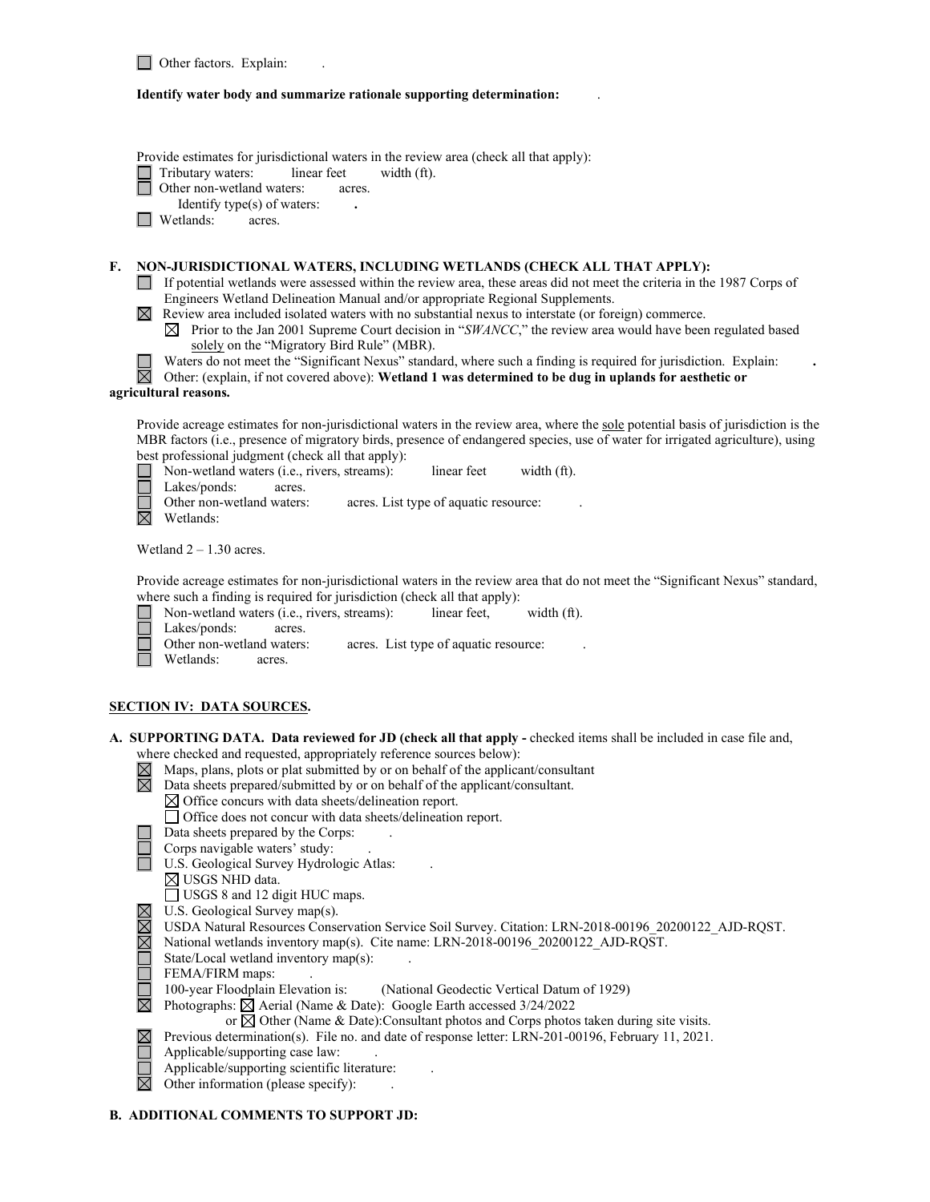☐ Other factors. Explain: .

**Identify water body and summarize rationale supporting determination:** .

Provide estimates for jurisdictional waters in the review area (check all that apply):

☐ Tributary waters: linear feet width (ft).

☐ Other non-wetland waters: acres.

Identify type(s) of waters: **.**

☐ Wetlands: acres.

**F. NON-JURISDICTIONAL WATERS, INCLUDING WETLANDS (CHECK ALL THAT APPLY):**

☐ If potential wetlands were assessed within the review area, these areas did not meet the criteria in the 1987 Corps of Engineers Wetland Delineation Manual and/or appropriate Regional Supplements.

☒ Review area included isolated waters with no substantial nexus to interstate (or foreign) commerce.

☒ Prior to the Jan 2001 Supreme Court decision in "*SWANCC*," the review area would have been regulated based solely on the "Migratory Bird Rule" (MBR).

☐ Waters do not meet the "Significant Nexus" standard, where such a finding is required for jurisdiction. Explain: **.**

☒ Other: (explain, if not covered above): **Wetland 1 was determined to be dug in uplands for aesthetic or agricultural reasons.**

Provide acreage estimates for non-jurisdictional waters in the review area, where the sole potential basis of jurisdiction is the MBR factors (i.e., presence of migratory birds, presence of endangered species, use of water for irrigated agriculture), using best professional judgment (check all that apply):

☐ Non-wetland waters (i.e., rivers, streams): linear feet width (ft).

☐ Lakes/ponds: acres.

☐ Other non-wetland waters: acres. List type of aquatic resource: .

☒ Wetlands:

Wetland 2 – 1.30 acres.

Provide acreage estimates for non-jurisdictional waters in the review area that do not meet the "Significant Nexus" standard, where such a finding is required for jurisdiction (check all that apply):

☐ Non-wetland waters (i.e., rivers, streams): linear feet, width (ft).

☐ Lakes/ponds: acres.

☐ Other non-wetland waters: acres. List type of aquatic resource: .

☐ Wetlands: acres.

## SECTION IV: DATA SOURCES.

**A. SUPPORTING DATA. Data reviewed for JD (check all that apply -** checked items shall be included in case file and, where checked and requested, appropriately reference sources below):

☒ Maps, plans, plots or plat submitted by or on behalf of the applicant/consultant

☒ Data sheets prepared/submitted by or on behalf of the applicant/consultant.

☒ Office concurs with data sheets/delineation report.

☐ Office does not concur with data sheets/delineation report.

☐ Data sheets prepared by the Corps: .

☐ Corps navigable waters' study: .

☐ U.S. Geological Survey Hydrologic Atlas: .

☒ USGS NHD data.

☐ USGS 8 and 12 digit HUC maps.

☒ U.S. Geological Survey map(s).

☒ USDA Natural Resources Conservation Service Soil Survey. Citation: LRN-2018-00196_20200122_AJD-RQST.

☒ National wetlands inventory map(s). Cite name: LRN-2018-00196_20200122_AJD-RQST.

☐ State/Local wetland inventory map(s): .

☐ FEMA/FIRM maps: .

☐ 100-year Floodplain Elevation is: (National Geodectic Vertical Datum of 1929)

☒ Photographs: ☒ Aerial (Name & Date): Google Earth accessed 3/24/2022

or ☒ Other (Name & Date):Consultant photos and Corps photos taken during site visits.

☒ Previous determination(s). File no. and date of response letter: LRN-201-00196, February 11, 2021.

☐ Applicable/supporting case law: .

☐ Applicable/supporting scientific literature: .

☒ Other information (please specify): .

**B. ADDITIONAL COMMENTS TO SUPPORT JD:**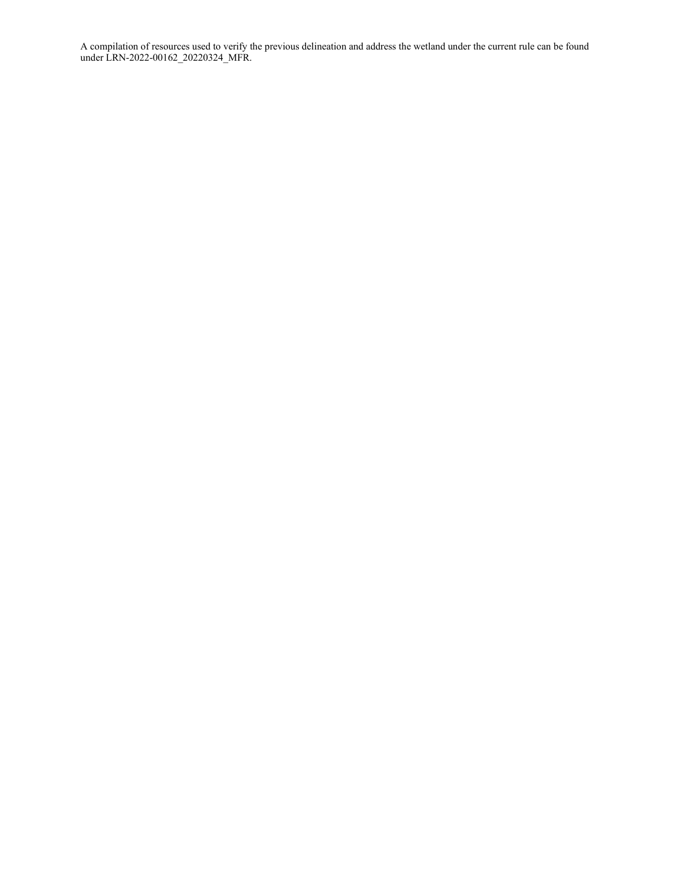A compilation of resources used to verify the previous delineation and address the wetland under the current rule can be found under LRN-2022-00162_20220324_MFR.